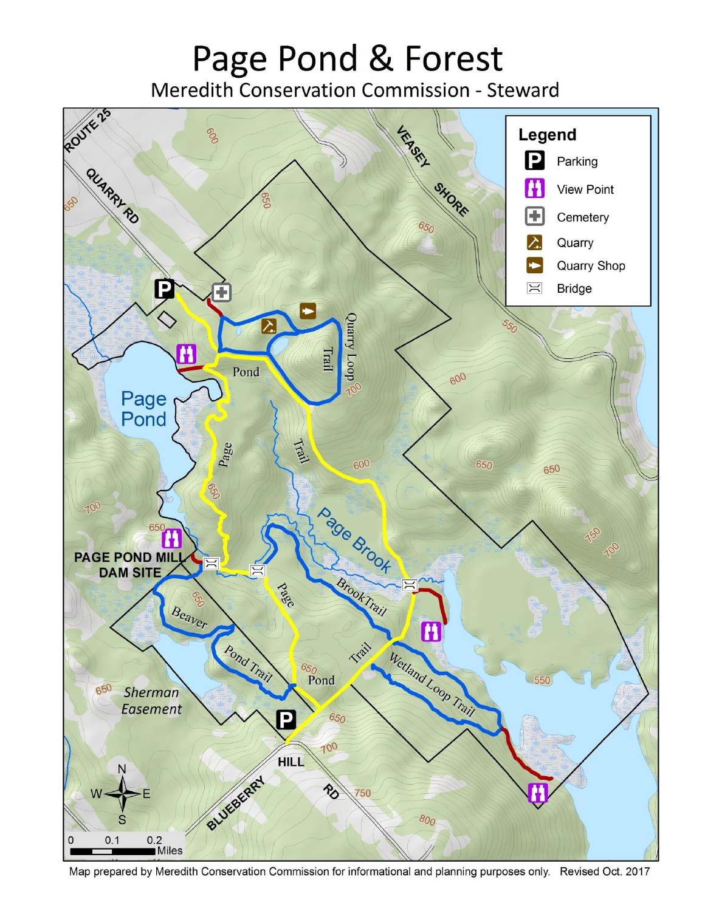# Page Pond & Forest

## Meredith Conservation Commission - Steward

**Legend**

- Parking
- View Point
- Cemetery
- Quarry
- Quarry Shop
- Bridge

Map prepared by Meredith Conservation Commission for informational and planning purposes only. Revised Oct. 2017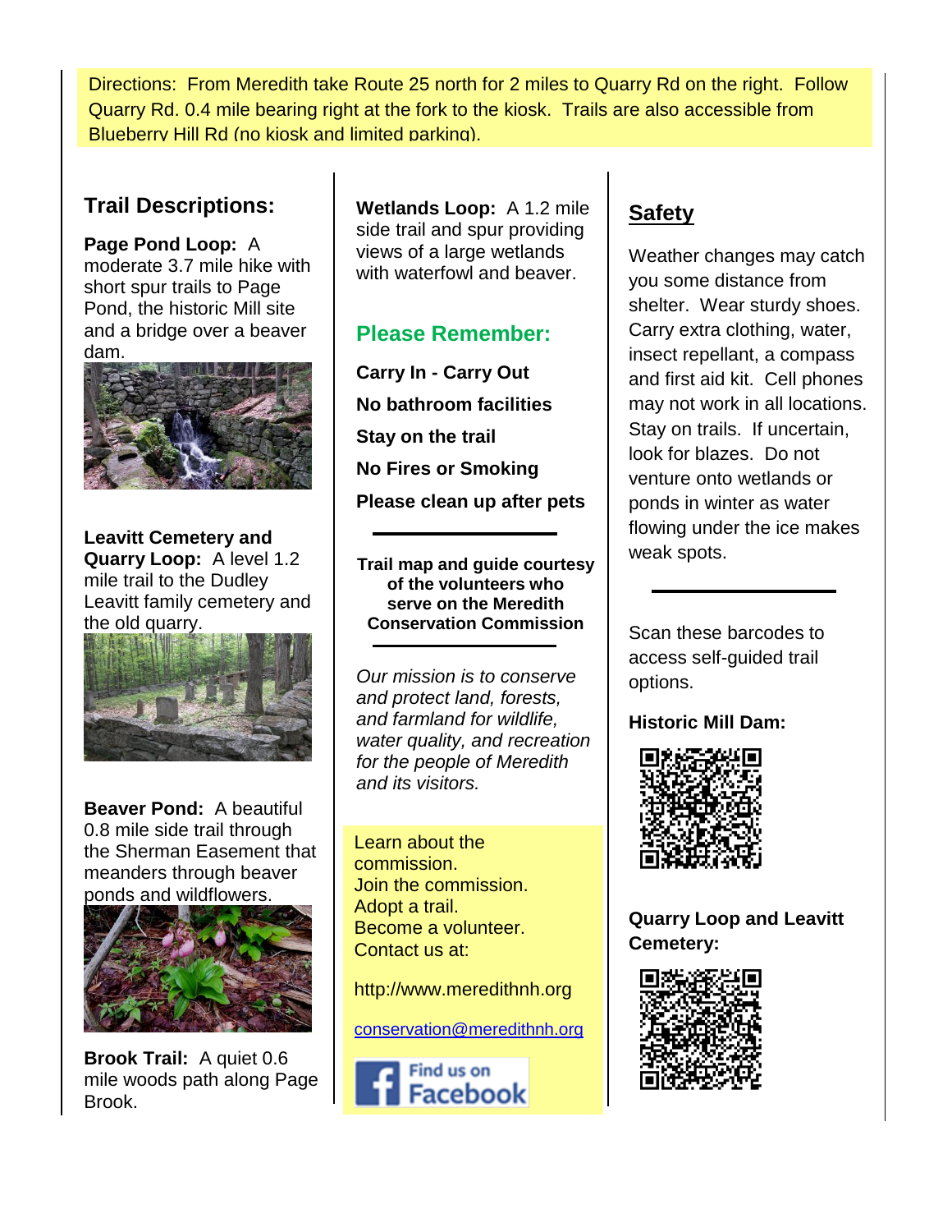Directions: From Meredith take Route 25 north for 2 miles to Quarry Rd on the right. Follow Quarry Rd. 0.4 mile bearing right at the fork to the kiosk. Trails are also accessible from Blueberry Hill Rd (no kiosk and limited parking).

## Trail Descriptions:

**Page Pond Loop:** A moderate 3.7 mile hike with short spur trails to Page Pond, the historic Mill site and a bridge over a beaver dam.

**Leavitt Cemetery and Quarry Loop:** A level 1.2 mile trail to the Dudley Leavitt family cemetery and the old quarry.

**Beaver Pond:** A beautiful 0.8 mile side trail through the Sherman Easement that meanders through beaver ponds and wildflowers.

**Brook Trail:** A quiet 0.6 mile woods path along Page Brook.

**Wetlands Loop:** A 1.2 mile side trail and spur providing views of a large wetlands with waterfowl and beaver.

## Please Remember:

**Carry In - Carry Out**

**No bathroom facilities**

**Stay on the trail**

**No Fires or Smoking**

**Please clean up after pets**

---

**Trail map and guide courtesy of the volunteers who serve on the Meredith Conservation Commission**

---

*Our mission is to conserve and protect land, forests, and farmland for wildlife, water quality, and recreation for the people of Meredith and its visitors.*

Learn about the commission.
Join the commission.
Adopt a trail.
Become a volunteer.
Contact us at:

http://www.meredithnh.org

conservation@meredithnh.org

Find us on Facebook

## Safety

Weather changes may catch you some distance from shelter. Wear sturdy shoes. Carry extra clothing, water, insect repellant, a compass and first aid kit. Cell phones may not work in all locations. Stay on trails. If uncertain, look for blazes. Do not venture onto wetlands or ponds in winter as water flowing under the ice makes weak spots.

---

Scan these barcodes to access self-guided trail options.

**Historic Mill Dam:**

**Quarry Loop and Leavitt Cemetery:**